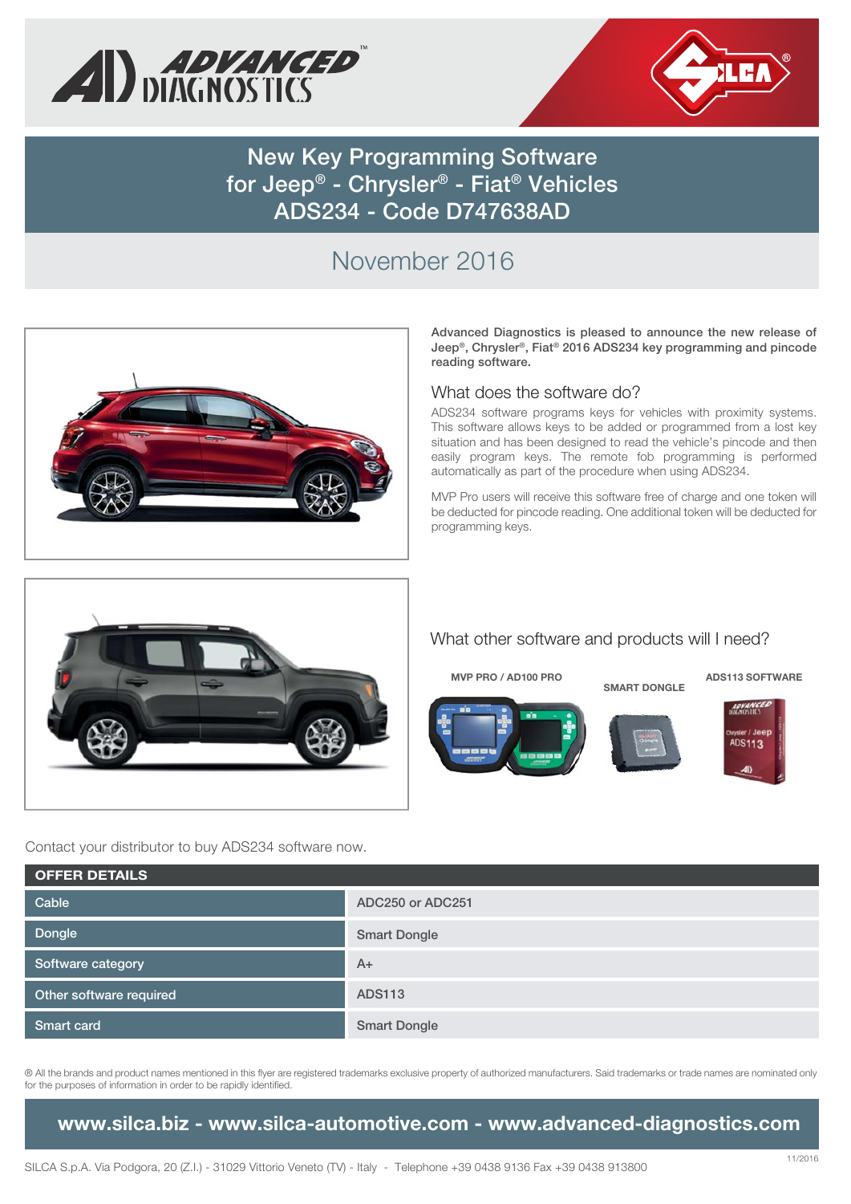# New Key Programming Software for Jeep® - Chrysler® - Fiat® Vehicles ADS234 - Code D747638AD

## November 2016

**Advanced Diagnostics is pleased to announce the new release of Jeep®, Chrysler®, Fiat® 2016 ADS234 key programming and pincode reading software.**

### What does the software do?

ADS234 software programs keys for vehicles with proximity systems. This software allows keys to be added or programmed from a lost key situation and has been designed to read the vehicle's pincode and then easily program keys. The remote fob programming is performed automatically as part of the procedure when using ADS234.

MVP Pro users will receive this software free of charge and one token will be deducted for pincode reading. One additional token will be deducted for programming keys.

### What other software and products will I need?

MVP PRO / AD100 PRO

SMART DONGLE

ADS113 SOFTWARE

Contact your distributor to buy ADS234 software now.

| OFFER DETAILS | |
|---|---|
| Cable | ADC250 or ADC251 |
| Dongle | Smart Dongle |
| Software category | A+ |
| Other software required | ADS113 |
| Smart card | Smart Dongle |

® All the brands and product names mentioned in this flyer are registered trademarks exclusive property of authorized manufacturers. Said trademarks or trade names are nominated only for the purposes of information in order to be rapidly identified.

**www.silca.biz - www.silca-automotive.com - www.advanced-diagnostics.com**

SILCA S.p.A. Via Podgora, 20 (Z.I.) - 31029 Vittorio Veneto (TV) - Italy - Telephone +39 0438 9136 Fax +39 0438 913800

11/2016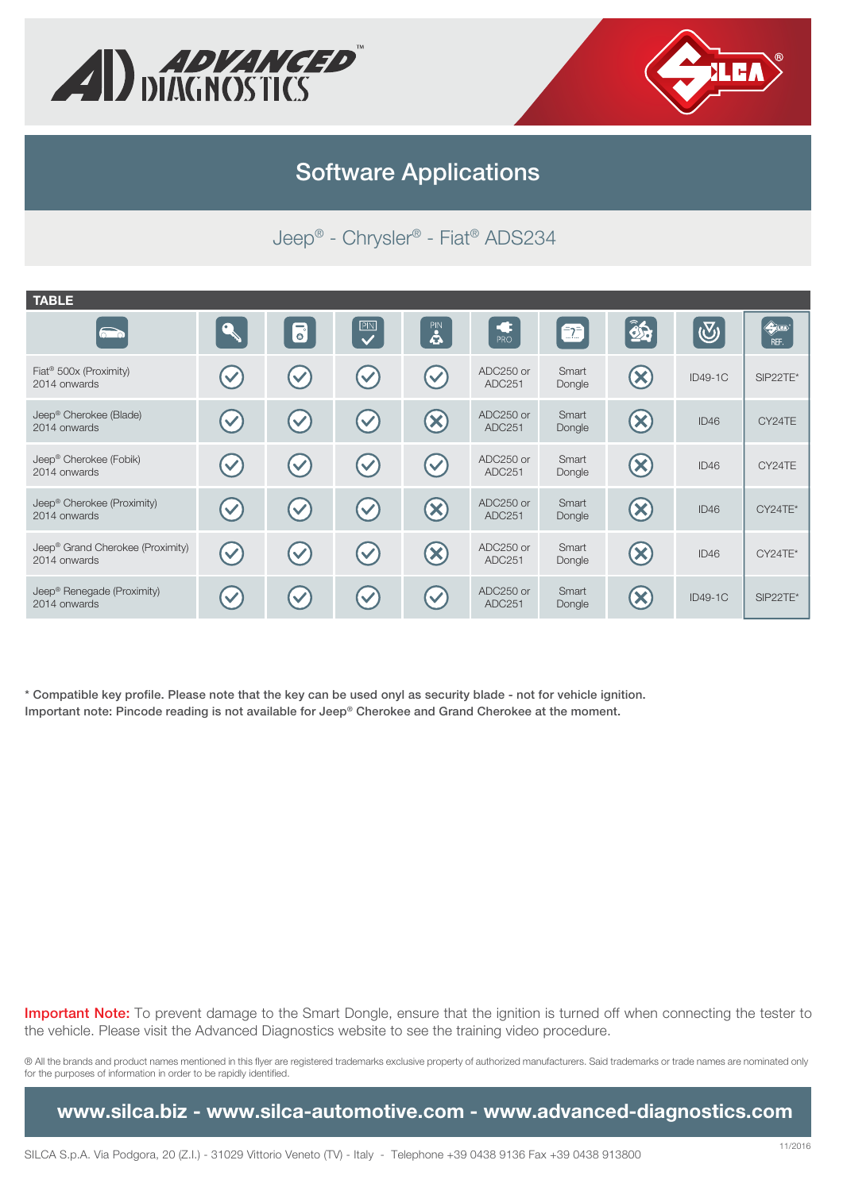# Software Applications

## Jeep® - Chrysler® - Fiat® ADS234

**TABLE**

| | | | PIN | PIN | PRO | | | | REF. |
|---|---|---|---|---|---|---|---|---|---|
| Fiat® 500x (Proximity) 2014 onwards | ✓ | ✓ | ✓ | ✓ | ADC250 or ADC251 | Smart Dongle | ✗ | ID49-1C | SIP22TE* |
| Jeep® Cherokee (Blade) 2014 onwards | ✓ | ✓ | ✓ | ✗ | ADC250 or ADC251 | Smart Dongle | ✗ | ID46 | CY24TE |
| Jeep® Cherokee (Fobik) 2014 onwards | ✓ | ✓ | ✓ | ✓ | ADC250 or ADC251 | Smart Dongle | ✗ | ID46 | CY24TE |
| Jeep® Cherokee (Proximity) 2014 onwards | ✓ | ✓ | ✓ | ✗ | ADC250 or ADC251 | Smart Dongle | ✗ | ID46 | CY24TE* |
| Jeep® Grand Cherokee (Proximity) 2014 onwards | ✓ | ✓ | ✓ | ✗ | ADC250 or ADC251 | Smart Dongle | ✗ | ID46 | CY24TE* |
| Jeep® Renegade (Proximity) 2014 onwards | ✓ | ✓ | ✓ | ✓ | ADC250 or ADC251 | Smart Dongle | ✗ | ID49-1C | SIP22TE* |

**\* Compatible key profile. Please note that the key can be used onyl as security blade - not for vehicle ignition.**
**Important note: Pincode reading is not available for Jeep® Cherokee and Grand Cherokee at the moment.**

**Important Note:** To prevent damage to the Smart Dongle, ensure that the ignition is turned off when connecting the tester to the vehicle. Please visit the Advanced Diagnostics website to see the training video procedure.

® All the brands and product names mentioned in this flyer are registered trademarks exclusive property of authorized manufacturers. Said trademarks or trade names are nominated only for the purposes of information in order to be rapidly identified.

**www.silca.biz - www.silca-automotive.com - www.advanced-diagnostics.com**

SILCA S.p.A. Via Podgora, 20 (Z.I.) - 31029 Vittorio Veneto (TV) - Italy - Telephone +39 0438 9136 Fax +39 0438 913800

11/2016